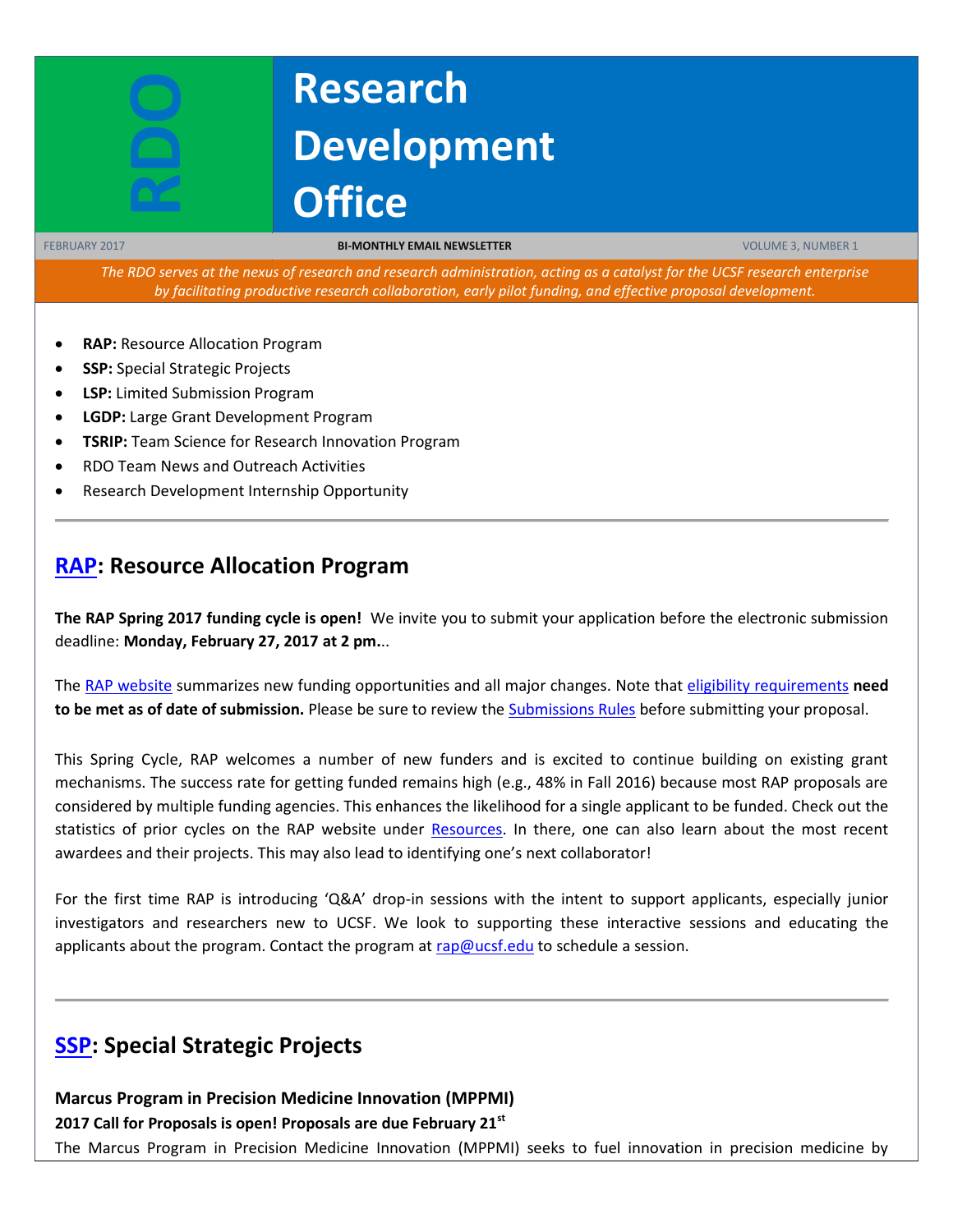# RDO Research Development Office

FEBRUARY 2017 | BI-MONTHLY EMAIL NEWSLETTER | VOLUME 3, NUMBER 1

*The RDO serves at the nexus of research and research administration, acting as a catalyst for the UCSF research enterprise by facilitating productive research collaboration, early pilot funding, and effective proposal development.*

- **RAP:** Resource Allocation Program
- **SSP:** Special Strategic Projects
- **LSP:** Limited Submission Program
- **LGDP:** Large Grant Development Program
- **TSRIP:** Team Science for Research Innovation Program
- RDO Team News and Outreach Activities
- Research Development Internship Opportunity

---

## RAP: Resource Allocation Program

**The RAP Spring 2017 funding cycle is open!** We invite you to submit your application before the electronic submission deadline: **Monday, February 27, 2017 at 2 pm.**..

The RAP website summarizes new funding opportunities and all major changes. Note that eligibility requirements **need to be met as of date of submission.** Please be sure to review the Submissions Rules before submitting your proposal.

This Spring Cycle, RAP welcomes a number of new funders and is excited to continue building on existing grant mechanisms. The success rate for getting funded remains high (e.g., 48% in Fall 2016) because most RAP proposals are considered by multiple funding agencies. This enhances the likelihood for a single applicant to be funded. Check out the statistics of prior cycles on the RAP website under Resources. In there, one can also learn about the most recent awardees and their projects. This may also lead to identifying one's next collaborator!

For the first time RAP is introducing 'Q&A' drop-in sessions with the intent to support applicants, especially junior investigators and researchers new to UCSF. We look to supporting these interactive sessions and educating the applicants about the program. Contact the program at rap@ucsf.edu to schedule a session.

---

## SSP: Special Strategic Projects

**Marcus Program in Precision Medicine Innovation (MPPMI)**

**2017 Call for Proposals is open! Proposals are due February 21st**

The Marcus Program in Precision Medicine Innovation (MPPMI) seeks to fuel innovation in precision medicine by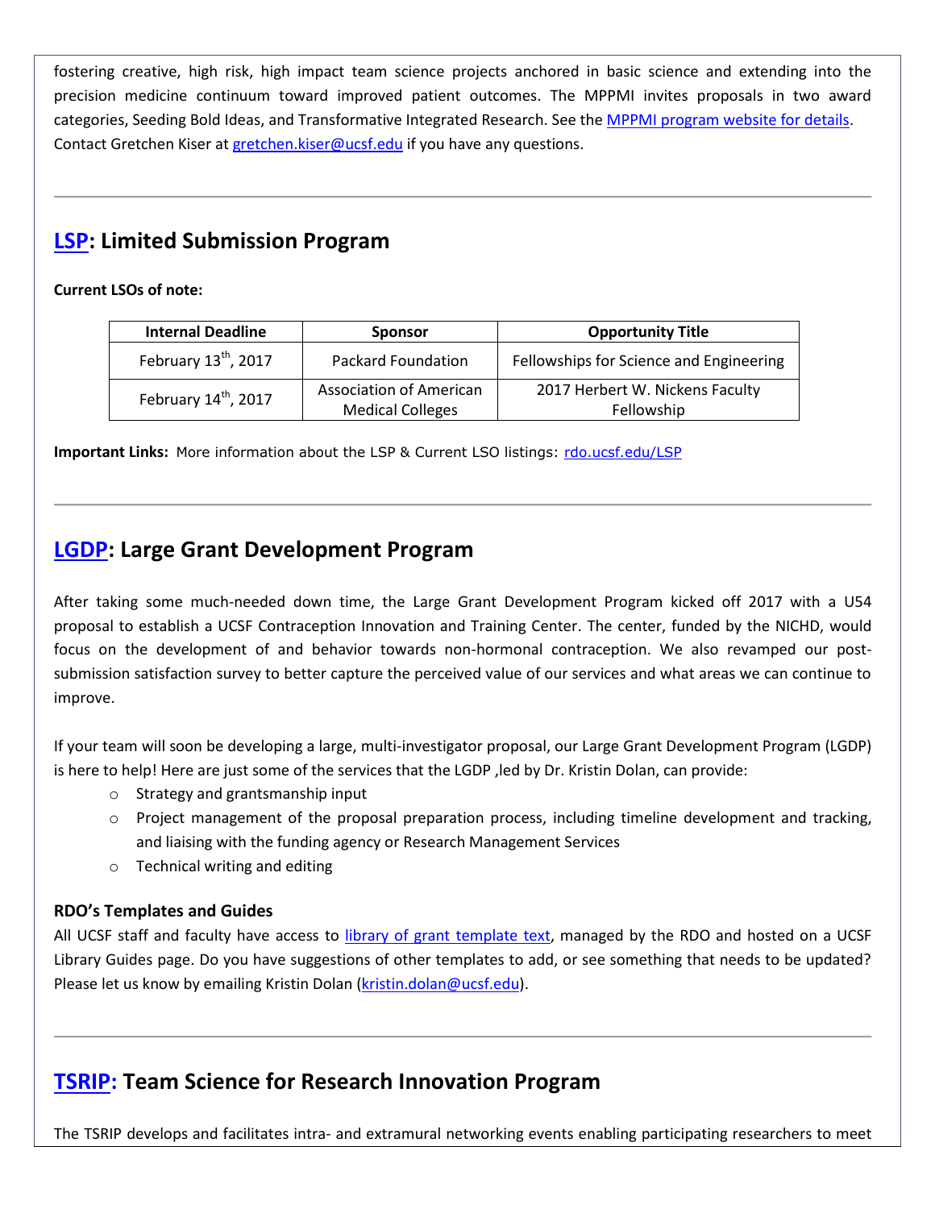fostering creative, high risk, high impact team science projects anchored in basic science and extending into the precision medicine continuum toward improved patient outcomes. The MPPMI invites proposals in two award categories, Seeding Bold Ideas, and Transformative Integrated Research. See the [MPPMI program website for details](). Contact Gretchen Kiser at [gretchen.kiser@ucsf.edu]() if you have any questions.

---

## [LSP](): Limited Submission Program

**Current LSOs of note:**

| Internal Deadline | Sponsor | Opportunity Title |
|---|---|---|
| February 13th, 2017 | Packard Foundation | Fellowships for Science and Engineering |
| February 14th, 2017 | Association of American Medical Colleges | 2017 Herbert W. Nickens Faculty Fellowship |

**Important Links:** More information about the LSP & Current LSO listings: [rdo.ucsf.edu/LSP]()

---

## [LGDP](): Large Grant Development Program

After taking some much-needed down time, the Large Grant Development Program kicked off 2017 with a U54 proposal to establish a UCSF Contraception Innovation and Training Center. The center, funded by the NICHD, would focus on the development of and behavior towards non-hormonal contraception. We also revamped our post-submission satisfaction survey to better capture the perceived value of our services and what areas we can continue to improve.

If your team will soon be developing a large, multi-investigator proposal, our Large Grant Development Program (LGDP) is here to help! Here are just some of the services that the LGDP ,led by Dr. Kristin Dolan, can provide:

- Strategy and grantsmanship input
- Project management of the proposal preparation process, including timeline development and tracking, and liaising with the funding agency or Research Management Services
- Technical writing and editing

### RDO's Templates and Guides

All UCSF staff and faculty have access to [library of grant template text](), managed by the RDO and hosted on a UCSF Library Guides page. Do you have suggestions of other templates to add, or see something that needs to be updated? Please let us know by emailing Kristin Dolan ([kristin.dolan@ucsf.edu]()).

---

## [TSRIP:]() Team Science for Research Innovation Program

The TSRIP develops and facilitates intra- and extramural networking events enabling participating researchers to meet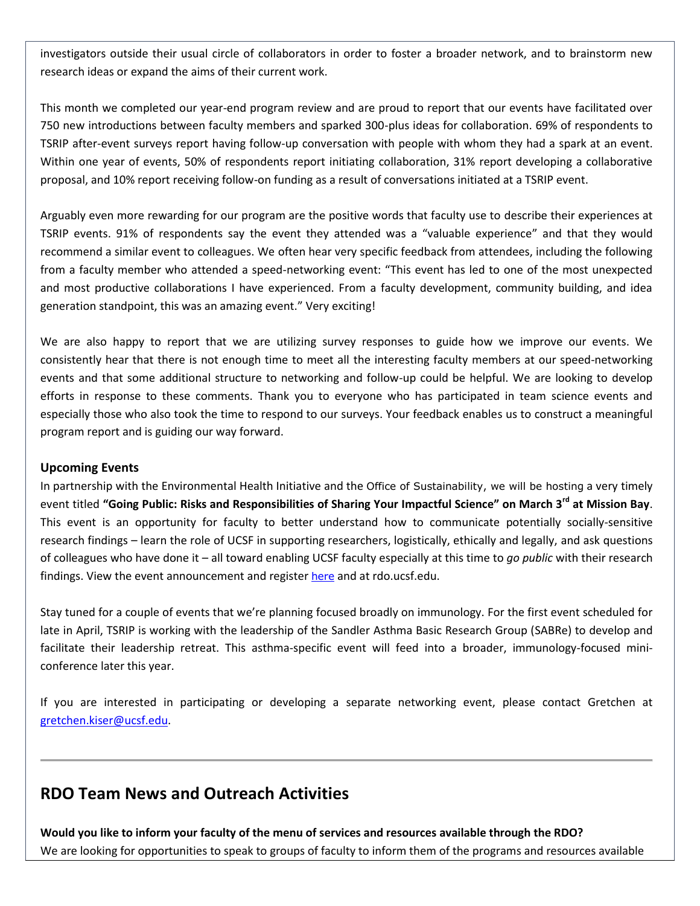investigators outside their usual circle of collaborators in order to foster a broader network, and to brainstorm new research ideas or expand the aims of their current work.

This month we completed our year-end program review and are proud to report that our events have facilitated over 750 new introductions between faculty members and sparked 300-plus ideas for collaboration. 69% of respondents to TSRIP after-event surveys report having follow-up conversation with people with whom they had a spark at an event. Within one year of events, 50% of respondents report initiating collaboration, 31% report developing a collaborative proposal, and 10% report receiving follow-on funding as a result of conversations initiated at a TSRIP event.

Arguably even more rewarding for our program are the positive words that faculty use to describe their experiences at TSRIP events. 91% of respondents say the event they attended was a "valuable experience" and that they would recommend a similar event to colleagues. We often hear very specific feedback from attendees, including the following from a faculty member who attended a speed-networking event: "This event has led to one of the most unexpected and most productive collaborations I have experienced. From a faculty development, community building, and idea generation standpoint, this was an amazing event." Very exciting!

We are also happy to report that we are utilizing survey responses to guide how we improve our events. We consistently hear that there is not enough time to meet all the interesting faculty members at our speed-networking events and that some additional structure to networking and follow-up could be helpful. We are looking to develop efforts in response to these comments. Thank you to everyone who has participated in team science events and especially those who also took the time to respond to our surveys. Your feedback enables us to construct a meaningful program report and is guiding our way forward.

**Upcoming Events**

In partnership with the Environmental Health Initiative and the Office of Sustainability, we will be hosting a very timely event titled **"Going Public: Risks and Responsibilities of Sharing Your Impactful Science" on March 3rd at Mission Bay**. This event is an opportunity for faculty to better understand how to communicate potentially socially-sensitive research findings – learn the role of UCSF in supporting researchers, logistically, ethically and legally, and ask questions of colleagues who have done it – all toward enabling UCSF faculty especially at this time to *go public* with their research findings. View the event announcement and register here and at rdo.ucsf.edu.

Stay tuned for a couple of events that we're planning focused broadly on immunology. For the first event scheduled for late in April, TSRIP is working with the leadership of the Sandler Asthma Basic Research Group (SABRe) to develop and facilitate their leadership retreat. This asthma-specific event will feed into a broader, immunology-focused mini-conference later this year.

If you are interested in participating or developing a separate networking event, please contact Gretchen at gretchen.kiser@ucsf.edu.

---

## RDO Team News and Outreach Activities

**Would you like to inform your faculty of the menu of services and resources available through the RDO?**

We are looking for opportunities to speak to groups of faculty to inform them of the programs and resources available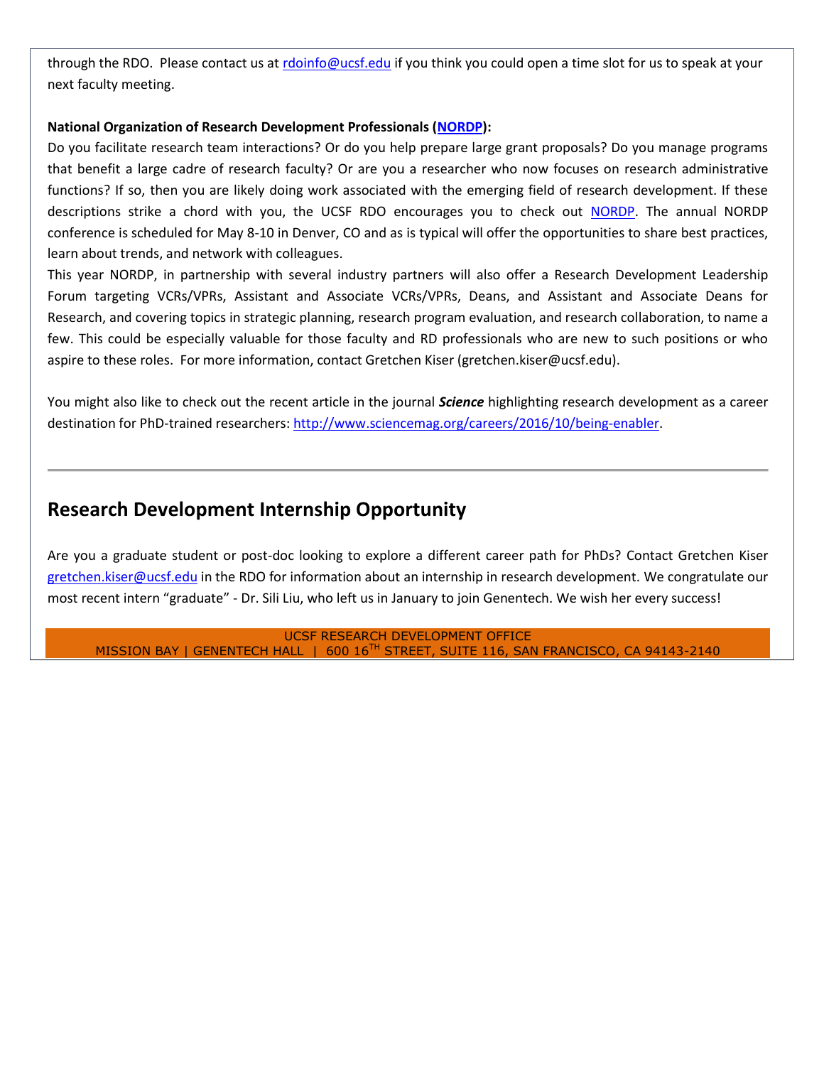through the RDO. Please contact us at rdoinfo@ucsf.edu if you think you could open a time slot for us to speak at your next faculty meeting.

**National Organization of Research Development Professionals (NORDP):**

Do you facilitate research team interactions? Or do you help prepare large grant proposals? Do you manage programs that benefit a large cadre of research faculty? Or are you a researcher who now focuses on research administrative functions? If so, then you are likely doing work associated with the emerging field of research development. If these descriptions strike a chord with you, the UCSF RDO encourages you to check out NORDP. The annual NORDP conference is scheduled for May 8-10 in Denver, CO and as is typical will offer the opportunities to share best practices, learn about trends, and network with colleagues.

This year NORDP, in partnership with several industry partners will also offer a Research Development Leadership Forum targeting VCRs/VPRs, Assistant and Associate VCRs/VPRs, Deans, and Assistant and Associate Deans for Research, and covering topics in strategic planning, research program evaluation, and research collaboration, to name a few. This could be especially valuable for those faculty and RD professionals who are new to such positions or who aspire to these roles. For more information, contact Gretchen Kiser (gretchen.kiser@ucsf.edu).

You might also like to check out the recent article in the journal ***Science*** highlighting research development as a career destination for PhD-trained researchers: http://www.sciencemag.org/careers/2016/10/being-enabler.

---

## Research Development Internship Opportunity

Are you a graduate student or post-doc looking to explore a different career path for PhDs? Contact Gretchen Kiser gretchen.kiser@ucsf.edu in the RDO for information about an internship in research development. We congratulate our most recent intern "graduate" - Dr. Sili Liu, who left us in January to join Genentech. We wish her every success!

UCSF RESEARCH DEVELOPMENT OFFICE
MISSION BAY | GENENTECH HALL | 600 16TH STREET, SUITE 116, SAN FRANCISCO, CA 94143-2140